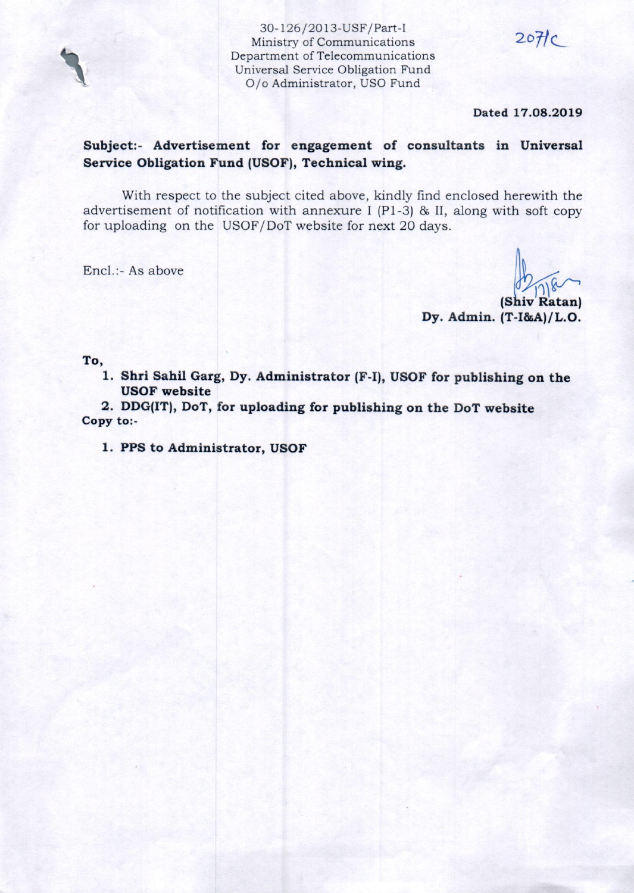30-126/2013-USF/Part-I
Ministry of Communications
Department of Telecommunications
Universal Service Obligation Fund
O/o Administrator, USO Fund

2071C

**Dated 17.08.2019**

**Subject:- Advertisement for engagement of consultants in Universal Service Obligation Fund (USOF), Technical wing.**

With respect to the subject cited above, kindly find enclosed herewith the advertisement of notification with annexure I (P1-3) & II, along with soft copy for uploading on the USOF/DoT website for next 20 days.

Encl.:- As above

17/8

**(Shiv Ratan)**
**Dy. Admin. (T-I&A)/L.O.**

**To,**

1. **Shri Sahil Garg, Dy. Administrator (F-I), USOF for publishing on the USOF website**
2. **DDG(IT), DoT, for uploading for publishing on the DoT website**

**Copy to:-**

1. **PPS to Administrator, USOF**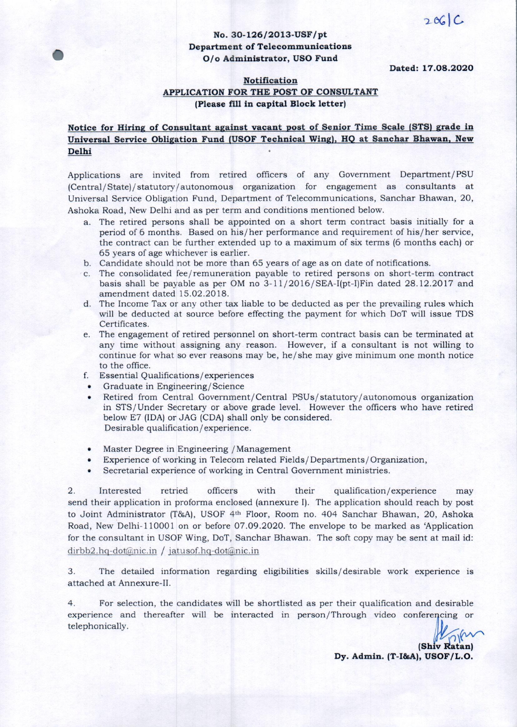206|C

**No. 30-126/2013-USF/pt**
**Department of Telecommunications**
**O/o Administrator, USO Fund**

**Dated: 17.08.2020**

**Notification**

**APPLICATION FOR THE POST OF CONSULTANT**
**(Please fill in capital Block letter)**

**Notice for Hiring of Consultant against vacant post of Senior Time Scale (STS) grade in Universal Service Obligation Fund (USOF Technical Wing), HQ at Sanchar Bhawan, New Delhi**

Applications are invited from retired officers of any Government Department/PSU (Central/State)/statutory/autonomous organization for engagement as consultants at Universal Service Obligation Fund, Department of Telecommunications, Sanchar Bhawan, 20, Ashoka Road, New Delhi and as per term and conditions mentioned below.

a. The retired persons shall be appointed on a short term contract basis initially for a period of 6 months. Based on his/her performance and requirement of his/her service, the contract can be further extended up to a maximum of six terms (6 months each) or 65 years of age whichever is earlier.
b. Candidate should not be more than 65 years of age as on date of notifications.
c. The consolidated fee/remuneration payable to retired persons on short-term contract basis shall be payable as per OM no 3-11/2016/SEA-I(pt-I)Fin dated 28.12.2017 and amendment dated 15.02.2018.
d. The Income Tax or any other tax liable to be deducted as per the prevailing rules which will be deducted at source before effecting the payment for which DoT will issue TDS Certificates.
e. The engagement of retired personnel on short-term contract basis can be terminated at any time without assigning any reason. However, if a consultant is not willing to continue for what so ever reasons may be, he/she may give minimum one month notice to the office.
f. Essential Qualifications/experiences
   - Graduate in Engineering/Science
   - Retired from Central Government/Central PSUs/statutory/autonomous organization in STS/Under Secretary or above grade level. However the officers who have retired below E7 (IDA) or JAG (CDA) shall only be considered.

   Desirable qualification/experience.

   - Master Degree in Engineering /Management
   - Experience of working in Telecom related Fields/Departments/Organization,
   - Secretarial experience of working in Central Government ministries.

2. Interested retried officers with their qualification/experience may send their application in proforma enclosed (annexure I). The application should reach by post to Joint Administrator (T&A), USOF 4th Floor, Room no. 404 Sanchar Bhawan, 20, Ashoka Road, New Delhi-110001 on or before 07.09.2020. The envelope to be marked as 'Application for the consultant in USOF Wing, DoT, Sanchar Bhawan. The soft copy may be sent at mail id: dirbb2.hq-dot@nic.in / jatusof.hq-dot@nic.in

3. The detailed information regarding eligibilities skills/desirable work experience is attached at Annexure-II.

4. For selection, the candidates will be shortlisted as per their qualification and desirable experience and thereafter will be interacted in person/Through video conferencing or telephonically.

**(Shiv Ratan)**
**Dy. Admin. (T-I&A), USOF/L.O.**